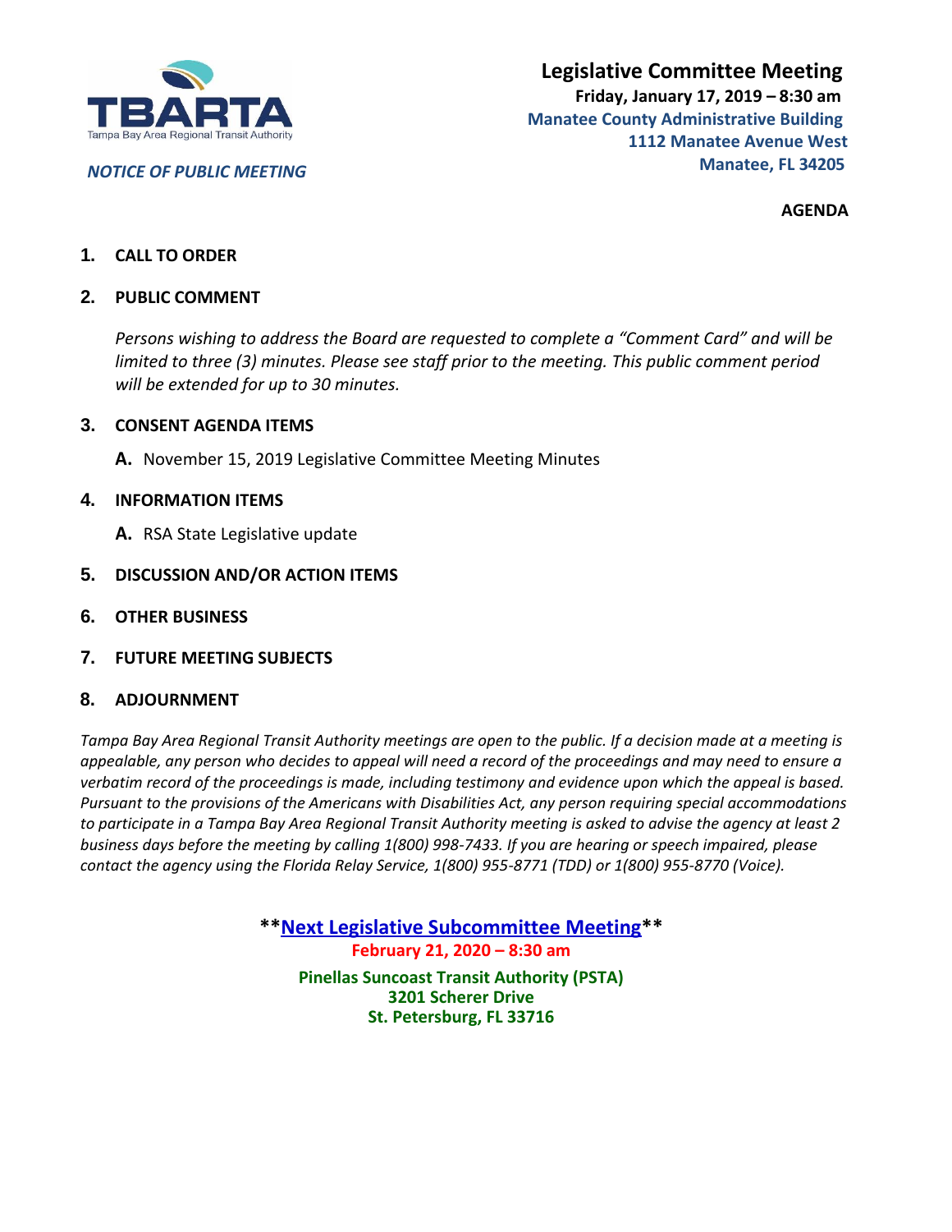TBARTA

Tampa Bay Area Regional Transit Authority

*NOTICE OF PUBLIC MEETING*

# Legislative Committee Meeting

**Friday, January 17, 2019 – 8:30 am**

**Manatee County Administrative Building**
**1112 Manatee Avenue West**
**Manatee, FL 34205**

**AGENDA**

1. **CALL TO ORDER**

2. **PUBLIC COMMENT**

   *Persons wishing to address the Board are requested to complete a "Comment Card" and will be limited to three (3) minutes. Please see staff prior to the meeting. This public comment period will be extended for up to 30 minutes.*

3. **CONSENT AGENDA ITEMS**

   **A.** November 15, 2019 Legislative Committee Meeting Minutes

4. **INFORMATION ITEMS**

   **A.** RSA State Legislative update

5. **DISCUSSION AND/OR ACTION ITEMS**

6. **OTHER BUSINESS**

7. **FUTURE MEETING SUBJECTS**

8. **ADJOURNMENT**

*Tampa Bay Area Regional Transit Authority meetings are open to the public. If a decision made at a meeting is appealable, any person who decides to appeal will need a record of the proceedings and may need to ensure a verbatim record of the proceedings is made, including testimony and evidence upon which the appeal is based. Pursuant to the provisions of the Americans with Disabilities Act, any person requiring special accommodations to participate in a Tampa Bay Area Regional Transit Authority meeting is asked to advise the agency at least 2 business days before the meeting by calling 1(800) 998-7433. If you are hearing or speech impaired, please contact the agency using the Florida Relay Service, 1(800) 955-8771 (TDD) or 1(800) 955-8770 (Voice).*

**\*\*Next Legislative Subcommittee Meeting\*\***

**February 21, 2020 – 8:30 am**

**Pinellas Suncoast Transit Authority (PSTA)**
**3201 Scherer Drive**
**St. Petersburg, FL 33716**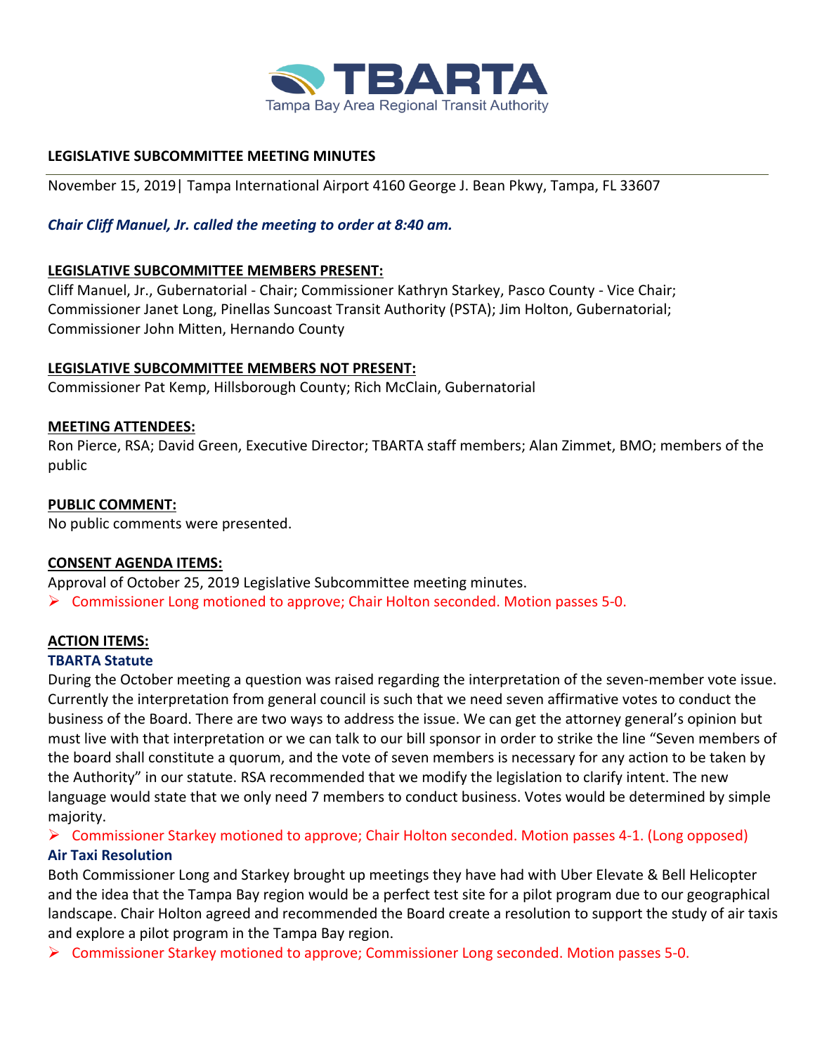# TBARTA

Tampa Bay Area Regional Transit Authority

**LEGISLATIVE SUBCOMMITTEE MEETING MINUTES**

November 15, 2019| Tampa International Airport 4160 George J. Bean Pkwy, Tampa, FL 33607

***Chair Cliff Manuel, Jr. called the meeting to order at 8:40 am.***

**LEGISLATIVE SUBCOMMITTEE MEMBERS PRESENT:**

Cliff Manuel, Jr., Gubernatorial - Chair; Commissioner Kathryn Starkey, Pasco County - Vice Chair; Commissioner Janet Long, Pinellas Suncoast Transit Authority (PSTA); Jim Holton, Gubernatorial; Commissioner John Mitten, Hernando County

**LEGISLATIVE SUBCOMMITTEE MEMBERS NOT PRESENT:**

Commissioner Pat Kemp, Hillsborough County; Rich McClain, Gubernatorial

**MEETING ATTENDEES:**

Ron Pierce, RSA; David Green, Executive Director; TBARTA staff members; Alan Zimmet, BMO; members of the public

**PUBLIC COMMENT:**

No public comments were presented.

**CONSENT AGENDA ITEMS:**

Approval of October 25, 2019 Legislative Subcommittee meeting minutes.

- Commissioner Long motioned to approve; Chair Holton seconded. Motion passes 5-0.

**ACTION ITEMS:**

**TBARTA Statute**

During the October meeting a question was raised regarding the interpretation of the seven-member vote issue. Currently the interpretation from general council is such that we need seven affirmative votes to conduct the business of the Board. There are two ways to address the issue. We can get the attorney general's opinion but must live with that interpretation or we can talk to our bill sponsor in order to strike the line "Seven members of the board shall constitute a quorum, and the vote of seven members is necessary for any action to be taken by the Authority" in our statute. RSA recommended that we modify the legislation to clarify intent. The new language would state that we only need 7 members to conduct business. Votes would be determined by simple majority.

- Commissioner Starkey motioned to approve; Chair Holton seconded. Motion passes 4-1. (Long opposed)

**Air Taxi Resolution**

Both Commissioner Long and Starkey brought up meetings they have had with Uber Elevate & Bell Helicopter and the idea that the Tampa Bay region would be a perfect test site for a pilot program due to our geographical landscape. Chair Holton agreed and recommended the Board create a resolution to support the study of air taxis and explore a pilot program in the Tampa Bay region.

- Commissioner Starkey motioned to approve; Commissioner Long seconded. Motion passes 5-0.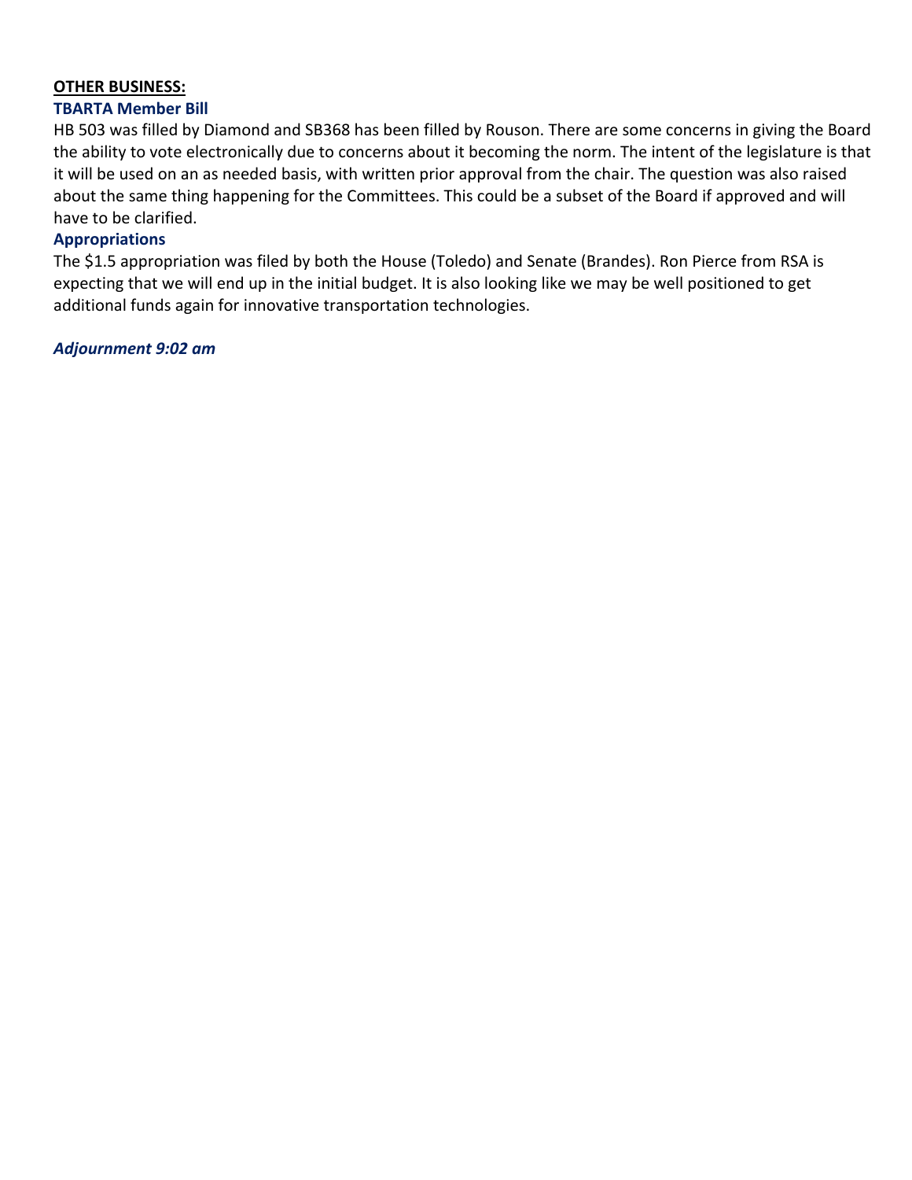**OTHER BUSINESS:**

### TBARTA Member Bill

HB 503 was filled by Diamond and SB368 has been filled by Rouson. There are some concerns in giving the Board the ability to vote electronically due to concerns about it becoming the norm. The intent of the legislature is that it will be used on an as needed basis, with written prior approval from the chair. The question was also raised about the same thing happening for the Committees. This could be a subset of the Board if approved and will have to be clarified.

### Appropriations

The $1.5 appropriation was filed by both the House (Toledo) and Senate (Brandes). Ron Pierce from RSA is expecting that we will end up in the initial budget. It is also looking like we may be well positioned to get additional funds again for innovative transportation technologies.

***Adjournment 9:02 am***